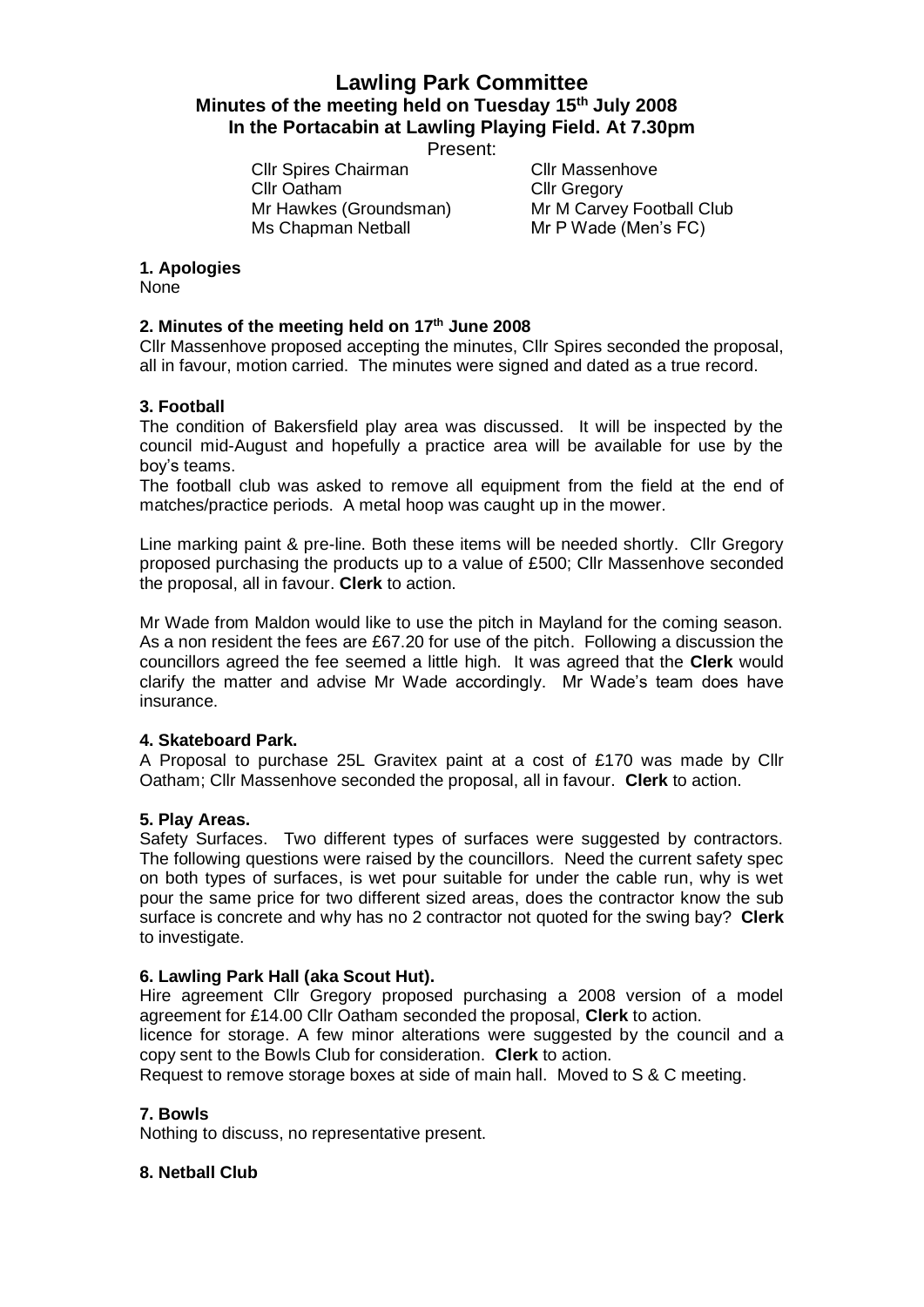# Lawling Park Committee

## Minutes of the meeting held on Tuesday 15th July 2008

## In the Portacabin at Lawling Playing Field. At 7.30pm

Present:

| | |
|---|---|
| Cllr Spires Chairman | Cllr Massenhove |
| Cllr Oatham | Cllr Gregory |
| Mr Hawkes (Groundsman) | Mr M Carvey Football Club |
| Ms Chapman Netball | Mr P Wade (Men's FC) |

**1. Apologies**

None

**2. Minutes of the meeting held on 17th June 2008**

Cllr Massenhove proposed accepting the minutes, Cllr Spires seconded the proposal, all in favour, motion carried. The minutes were signed and dated as a true record.

**3. Football**

The condition of Bakersfield play area was discussed. It will be inspected by the council mid-August and hopefully a practice area will be available for use by the boy's teams.

The football club was asked to remove all equipment from the field at the end of matches/practice periods. A metal hoop was caught up in the mower.

Line marking paint & pre-line. Both these items will be needed shortly. Cllr Gregory proposed purchasing the products up to a value of £500; Cllr Massenhove seconded the proposal, all in favour. **Clerk** to action.

Mr Wade from Maldon would like to use the pitch in Mayland for the coming season. As a non resident the fees are £67.20 for use of the pitch. Following a discussion the councillors agreed the fee seemed a little high. It was agreed that the **Clerk** would clarify the matter and advise Mr Wade accordingly. Mr Wade's team does have insurance.

**4. Skateboard Park.**

A Proposal to purchase 25L Gravitex paint at a cost of £170 was made by Cllr Oatham; Cllr Massenhove seconded the proposal, all in favour. **Clerk** to action.

**5. Play Areas.**

Safety Surfaces. Two different types of surfaces were suggested by contractors. The following questions were raised by the councillors. Need the current safety spec on both types of surfaces, is wet pour suitable for under the cable run, why is wet pour the same price for two different sized areas, does the contractor know the sub surface is concrete and why has no 2 contractor not quoted for the swing bay? **Clerk** to investigate.

**6. Lawling Park Hall (aka Scout Hut).**

Hire agreement Cllr Gregory proposed purchasing a 2008 version of a model agreement for £14.00 Cllr Oatham seconded the proposal, **Clerk** to action.

licence for storage. A few minor alterations were suggested by the council and a copy sent to the Bowls Club for consideration. **Clerk** to action.

Request to remove storage boxes at side of main hall. Moved to S & C meeting.

**7. Bowls**

Nothing to discuss, no representative present.

**8. Netball Club**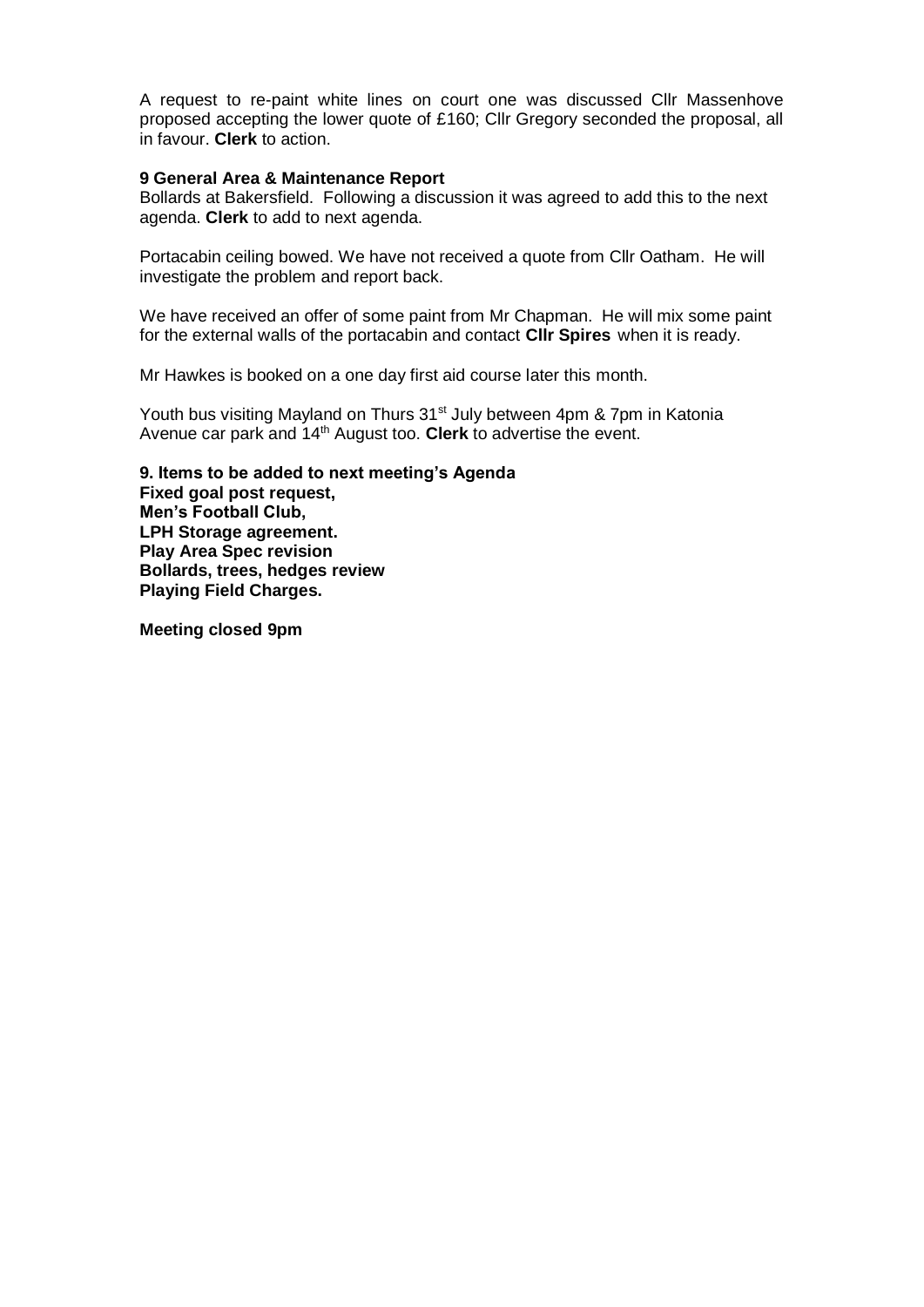A request to re-paint white lines on court one was discussed Cllr Massenhove proposed accepting the lower quote of £160; Cllr Gregory seconded the proposal, all in favour. **Clerk** to action.

### 9 General Area & Maintenance Report

Bollards at Bakersfield. Following a discussion it was agreed to add this to the next agenda. **Clerk** to add to next agenda.

Portacabin ceiling bowed. We have not received a quote from Cllr Oatham. He will investigate the problem and report back.

We have received an offer of some paint from Mr Chapman. He will mix some paint for the external walls of the portacabin and contact **Cllr Spires** when it is ready.

Mr Hawkes is booked on a one day first aid course later this month.

Youth bus visiting Mayland on Thurs 31st July between 4pm & 7pm in Katonia Avenue car park and 14th August too. **Clerk** to advertise the event.

### 9. Items to be added to next meeting's Agenda

**Fixed goal post request,**
**Men's Football Club,**
**LPH Storage agreement.**
**Play Area Spec revision**
**Bollards, trees, hedges review**
**Playing Field Charges.**

**Meeting closed 9pm**